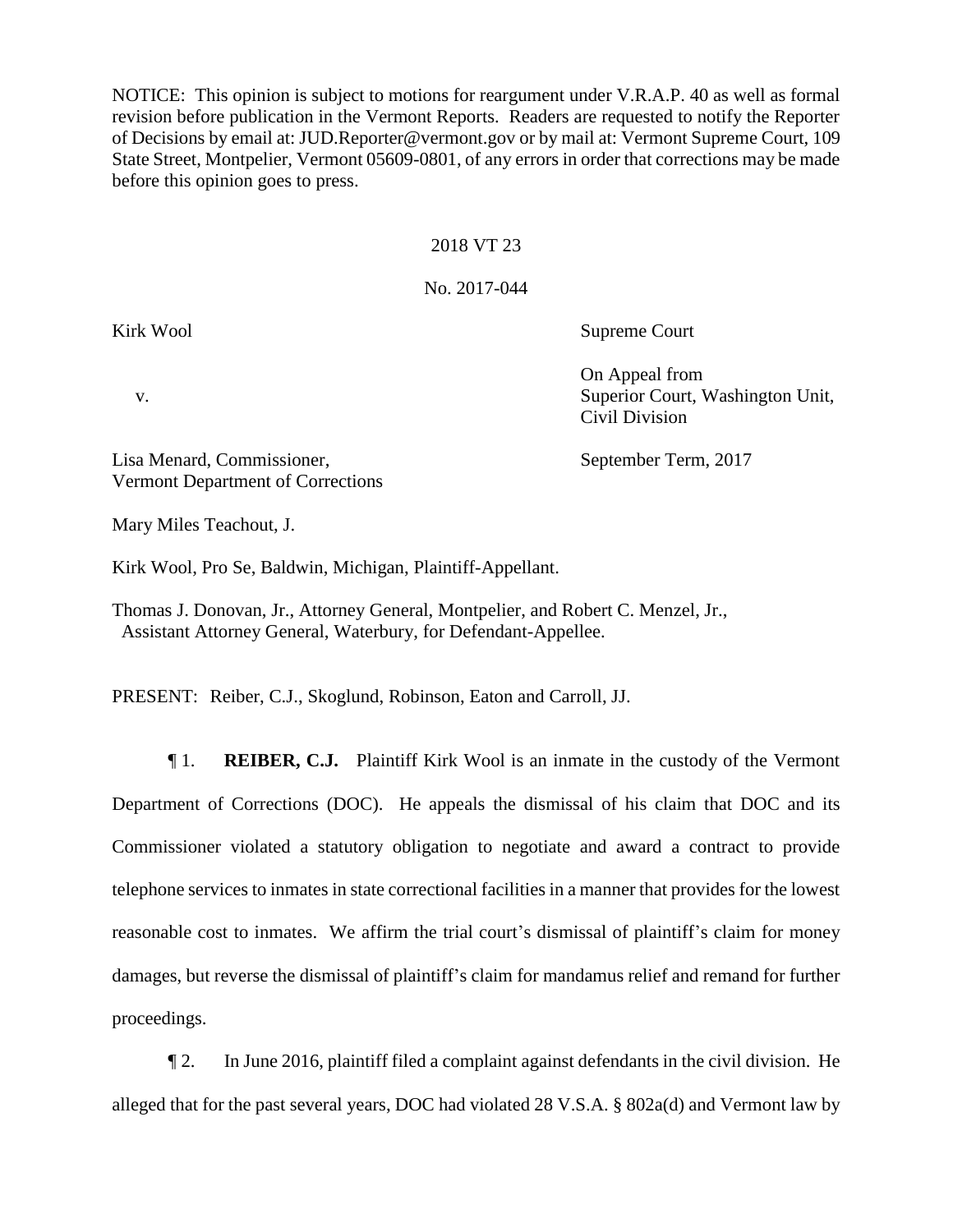NOTICE: This opinion is subject to motions for reargument under V.R.A.P. 40 as well as formal revision before publication in the Vermont Reports. Readers are requested to notify the Reporter of Decisions by email at: JUD.Reporter@vermont.gov or by mail at: Vermont Supreme Court, 109 State Street, Montpelier, Vermont 05609-0801, of any errors in order that corrections may be made before this opinion goes to press.

2018 VT 23

No. 2017-044

| | |
|---|---|
| Kirk Wool | Supreme Court |
| v. | On Appeal from Superior Court, Washington Unit, Civil Division |
| Lisa Menard, Commissioner, Vermont Department of Corrections | September Term, 2017 |

Mary Miles Teachout, J.

Kirk Wool, Pro Se, Baldwin, Michigan, Plaintiff-Appellant.

Thomas J. Donovan, Jr., Attorney General, Montpelier, and Robert C. Menzel, Jr., Assistant Attorney General, Waterbury, for Defendant-Appellee.

PRESENT: Reiber, C.J., Skoglund, Robinson, Eaton and Carroll, JJ.

¶ 1. **REIBER, C.J.** Plaintiff Kirk Wool is an inmate in the custody of the Vermont Department of Corrections (DOC). He appeals the dismissal of his claim that DOC and its Commissioner violated a statutory obligation to negotiate and award a contract to provide telephone services to inmates in state correctional facilities in a manner that provides for the lowest reasonable cost to inmates. We affirm the trial court's dismissal of plaintiff's claim for money damages, but reverse the dismissal of plaintiff's claim for mandamus relief and remand for further proceedings.

¶ 2. In June 2016, plaintiff filed a complaint against defendants in the civil division. He alleged that for the past several years, DOC had violated 28 V.S.A. § 802a(d) and Vermont law by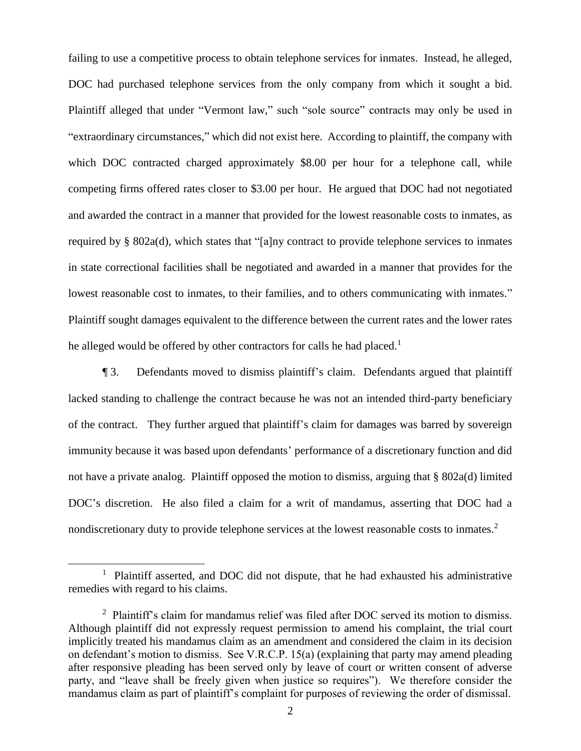failing to use a competitive process to obtain telephone services for inmates. Instead, he alleged, DOC had purchased telephone services from the only company from which it sought a bid. Plaintiff alleged that under "Vermont law," such "sole source" contracts may only be used in "extraordinary circumstances," which did not exist here. According to plaintiff, the company with which DOC contracted charged approximately $8.00 per hour for a telephone call, while competing firms offered rates closer to $3.00 per hour. He argued that DOC had not negotiated and awarded the contract in a manner that provided for the lowest reasonable costs to inmates, as required by § 802a(d), which states that "[a]ny contract to provide telephone services to inmates in state correctional facilities shall be negotiated and awarded in a manner that provides for the lowest reasonable cost to inmates, to their families, and to others communicating with inmates." Plaintiff sought damages equivalent to the difference between the current rates and the lower rates he alleged would be offered by other contractors for calls he had placed.[1]

¶ 3. Defendants moved to dismiss plaintiff's claim. Defendants argued that plaintiff lacked standing to challenge the contract because he was not an intended third-party beneficiary of the contract. They further argued that plaintiff's claim for damages was barred by sovereign immunity because it was based upon defendants' performance of a discretionary function and did not have a private analog. Plaintiff opposed the motion to dismiss, arguing that § 802a(d) limited DOC's discretion. He also filed a claim for a writ of mandamus, asserting that DOC had a nondiscretionary duty to provide telephone services at the lowest reasonable costs to inmates.[2]

---

[1] Plaintiff asserted, and DOC did not dispute, that he had exhausted his administrative remedies with regard to his claims.

[2] Plaintiff's claim for mandamus relief was filed after DOC served its motion to dismiss. Although plaintiff did not expressly request permission to amend his complaint, the trial court implicitly treated his mandamus claim as an amendment and considered the claim in its decision on defendant's motion to dismiss. See V.R.C.P. 15(a) (explaining that party may amend pleading after responsive pleading has been served only by leave of court or written consent of adverse party, and "leave shall be freely given when justice so requires"). We therefore consider the mandamus claim as part of plaintiff's complaint for purposes of reviewing the order of dismissal.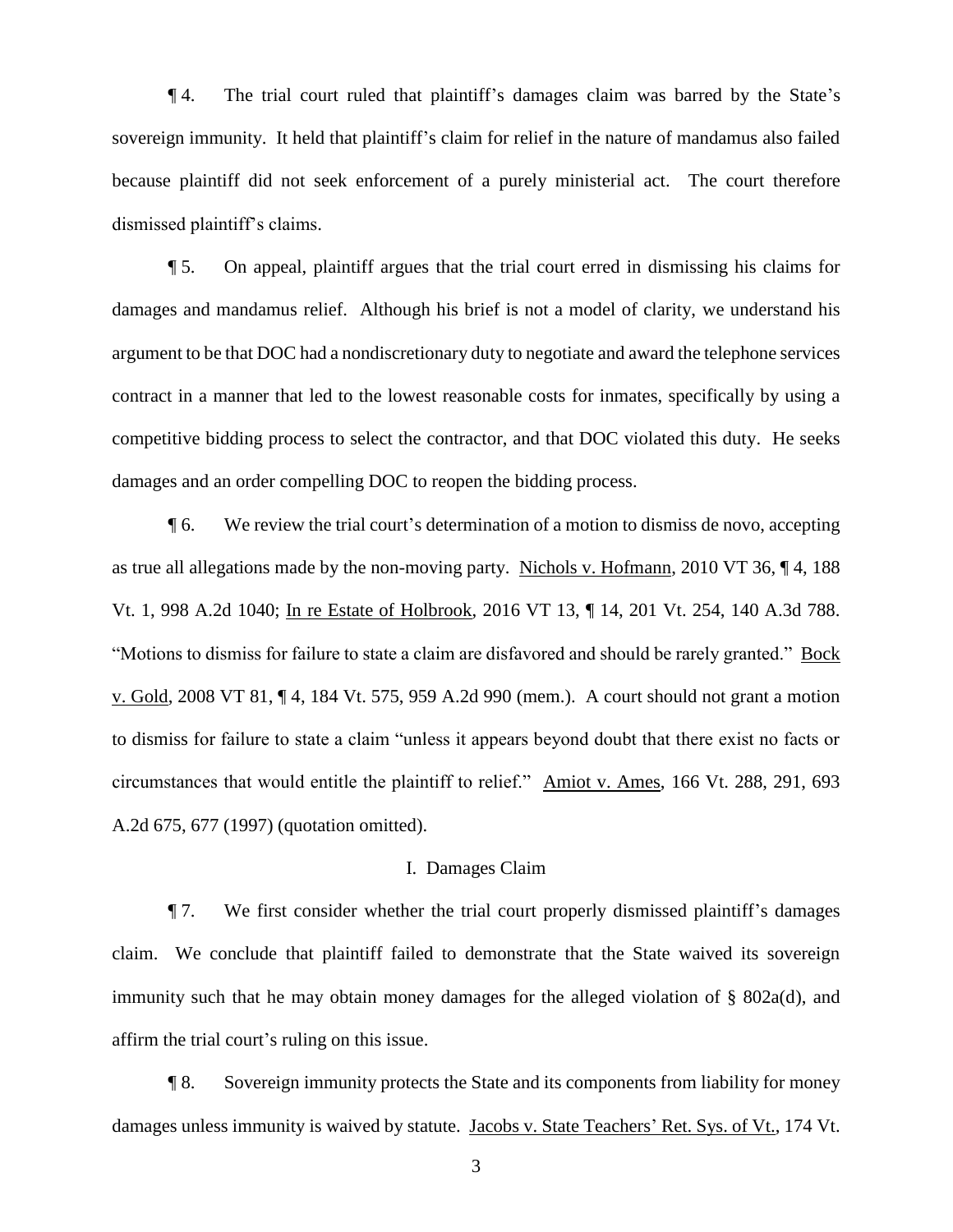¶ 4. The trial court ruled that plaintiff's damages claim was barred by the State's sovereign immunity. It held that plaintiff's claim for relief in the nature of mandamus also failed because plaintiff did not seek enforcement of a purely ministerial act. The court therefore dismissed plaintiff's claims.

¶ 5. On appeal, plaintiff argues that the trial court erred in dismissing his claims for damages and mandamus relief. Although his brief is not a model of clarity, we understand his argument to be that DOC had a nondiscretionary duty to negotiate and award the telephone services contract in a manner that led to the lowest reasonable costs for inmates, specifically by using a competitive bidding process to select the contractor, and that DOC violated this duty. He seeks damages and an order compelling DOC to reopen the bidding process.

¶ 6. We review the trial court's determination of a motion to dismiss de novo, accepting as true all allegations made by the non-moving party. Nichols v. Hofmann, 2010 VT 36, ¶ 4, 188 Vt. 1, 998 A.2d 1040; In re Estate of Holbrook, 2016 VT 13, ¶ 14, 201 Vt. 254, 140 A.3d 788. "Motions to dismiss for failure to state a claim are disfavored and should be rarely granted." Bock v. Gold, 2008 VT 81, ¶ 4, 184 Vt. 575, 959 A.2d 990 (mem.). A court should not grant a motion to dismiss for failure to state a claim "unless it appears beyond doubt that there exist no facts or circumstances that would entitle the plaintiff to relief." Amiot v. Ames, 166 Vt. 288, 291, 693 A.2d 675, 677 (1997) (quotation omitted).

## I. Damages Claim

¶ 7. We first consider whether the trial court properly dismissed plaintiff's damages claim. We conclude that plaintiff failed to demonstrate that the State waived its sovereign immunity such that he may obtain money damages for the alleged violation of § 802a(d), and affirm the trial court's ruling on this issue.

¶ 8. Sovereign immunity protects the State and its components from liability for money damages unless immunity is waived by statute. Jacobs v. State Teachers' Ret. Sys. of Vt., 174 Vt.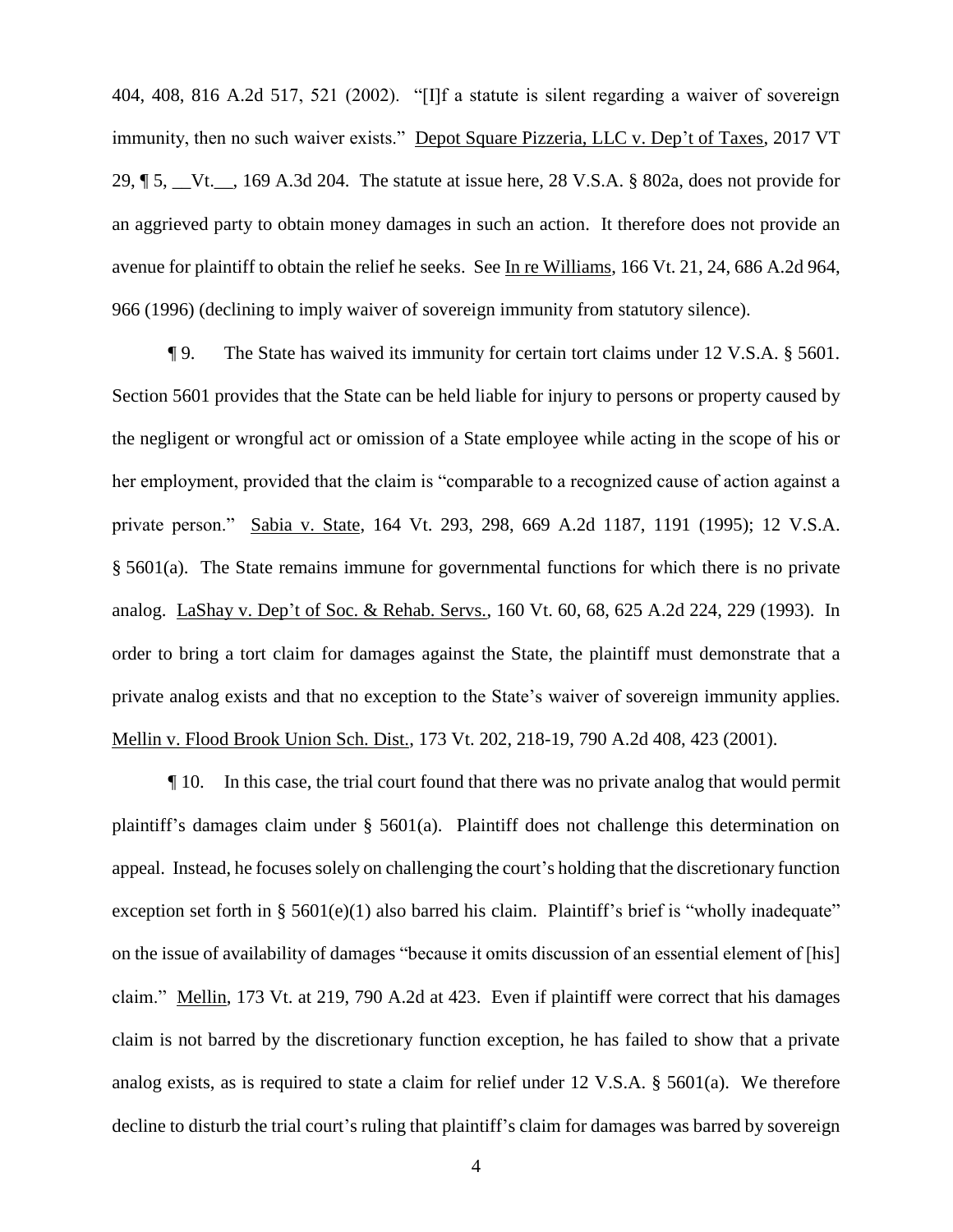404, 408, 816 A.2d 517, 521 (2002). "[I]f a statute is silent regarding a waiver of sovereign immunity, then no such waiver exists." Depot Square Pizzeria, LLC v. Dep't of Taxes, 2017 VT 29, ¶ 5, __Vt.__, 169 A.3d 204. The statute at issue here, 28 V.S.A. § 802a, does not provide for an aggrieved party to obtain money damages in such an action. It therefore does not provide an avenue for plaintiff to obtain the relief he seeks. See In re Williams, 166 Vt. 21, 24, 686 A.2d 964, 966 (1996) (declining to imply waiver of sovereign immunity from statutory silence).

¶ 9. The State has waived its immunity for certain tort claims under 12 V.S.A. § 5601. Section 5601 provides that the State can be held liable for injury to persons or property caused by the negligent or wrongful act or omission of a State employee while acting in the scope of his or her employment, provided that the claim is "comparable to a recognized cause of action against a private person." Sabia v. State, 164 Vt. 293, 298, 669 A.2d 1187, 1191 (1995); 12 V.S.A. § 5601(a). The State remains immune for governmental functions for which there is no private analog. LaShay v. Dep't of Soc. & Rehab. Servs., 160 Vt. 60, 68, 625 A.2d 224, 229 (1993). In order to bring a tort claim for damages against the State, the plaintiff must demonstrate that a private analog exists and that no exception to the State's waiver of sovereign immunity applies. Mellin v. Flood Brook Union Sch. Dist., 173 Vt. 202, 218-19, 790 A.2d 408, 423 (2001).

¶ 10. In this case, the trial court found that there was no private analog that would permit plaintiff's damages claim under § 5601(a). Plaintiff does not challenge this determination on appeal. Instead, he focuses solely on challenging the court's holding that the discretionary function exception set forth in § 5601(e)(1) also barred his claim. Plaintiff's brief is "wholly inadequate" on the issue of availability of damages "because it omits discussion of an essential element of [his] claim." Mellin, 173 Vt. at 219, 790 A.2d at 423. Even if plaintiff were correct that his damages claim is not barred by the discretionary function exception, he has failed to show that a private analog exists, as is required to state a claim for relief under 12 V.S.A. § 5601(a). We therefore decline to disturb the trial court's ruling that plaintiff's claim for damages was barred by sovereign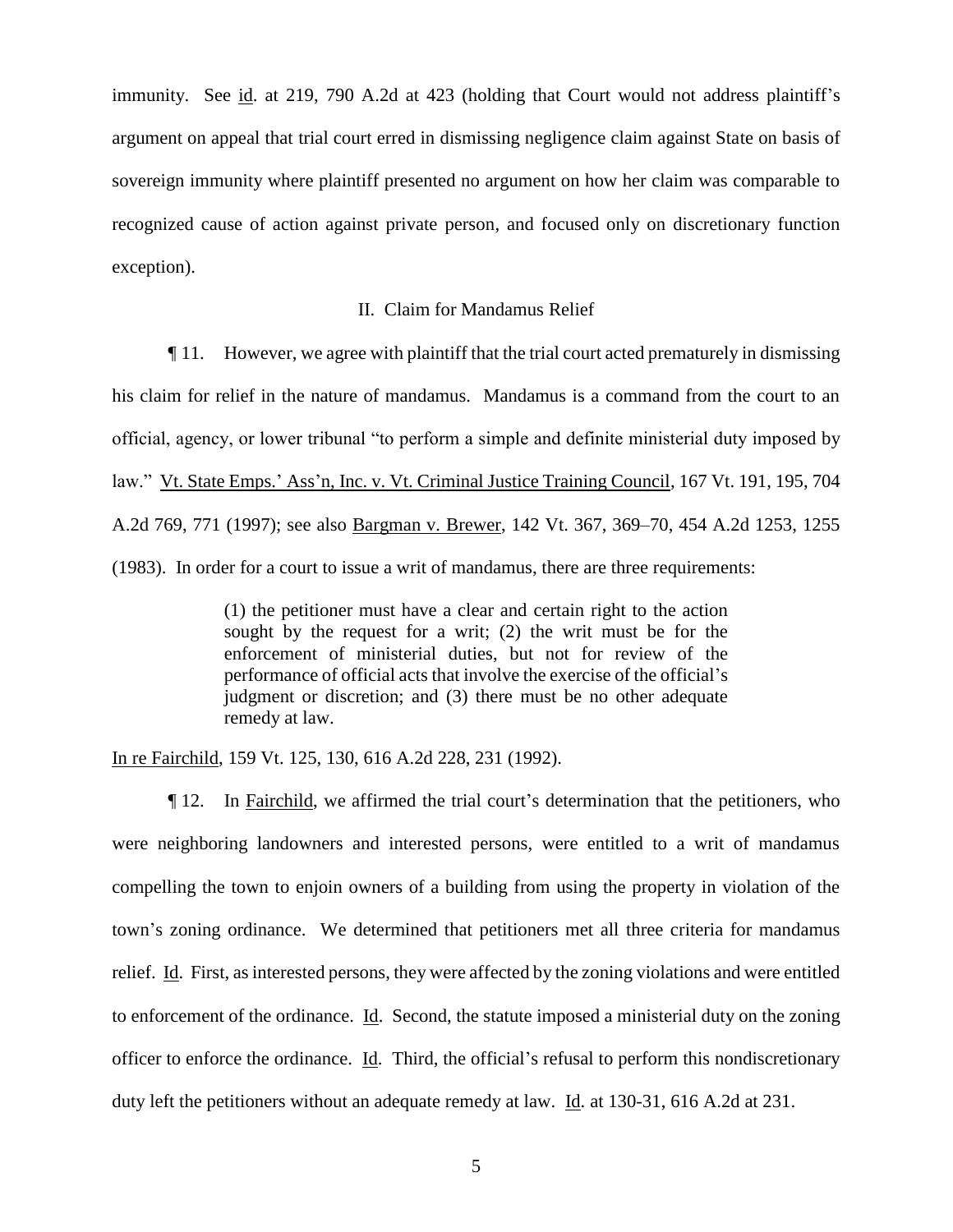immunity. See id. at 219, 790 A.2d at 423 (holding that Court would not address plaintiff's argument on appeal that trial court erred in dismissing negligence claim against State on basis of sovereign immunity where plaintiff presented no argument on how her claim was comparable to recognized cause of action against private person, and focused only on discretionary function exception).

## II. Claim for Mandamus Relief

¶ 11. However, we agree with plaintiff that the trial court acted prematurely in dismissing his claim for relief in the nature of mandamus. Mandamus is a command from the court to an official, agency, or lower tribunal "to perform a simple and definite ministerial duty imposed by law." Vt. State Emps.' Ass'n, Inc. v. Vt. Criminal Justice Training Council, 167 Vt. 191, 195, 704 A.2d 769, 771 (1997); see also Bargman v. Brewer, 142 Vt. 367, 369–70, 454 A.2d 1253, 1255 (1983). In order for a court to issue a writ of mandamus, there are three requirements:

> (1) the petitioner must have a clear and certain right to the action sought by the request for a writ; (2) the writ must be for the enforcement of ministerial duties, but not for review of the performance of official acts that involve the exercise of the official's judgment or discretion; and (3) there must be no other adequate remedy at law.

In re Fairchild, 159 Vt. 125, 130, 616 A.2d 228, 231 (1992).

¶ 12. In Fairchild, we affirmed the trial court's determination that the petitioners, who were neighboring landowners and interested persons, were entitled to a writ of mandamus compelling the town to enjoin owners of a building from using the property in violation of the town's zoning ordinance. We determined that petitioners met all three criteria for mandamus relief. Id. First, as interested persons, they were affected by the zoning violations and were entitled to enforcement of the ordinance. Id. Second, the statute imposed a ministerial duty on the zoning officer to enforce the ordinance. Id. Third, the official's refusal to perform this nondiscretionary duty left the petitioners without an adequate remedy at law. Id. at 130-31, 616 A.2d at 231.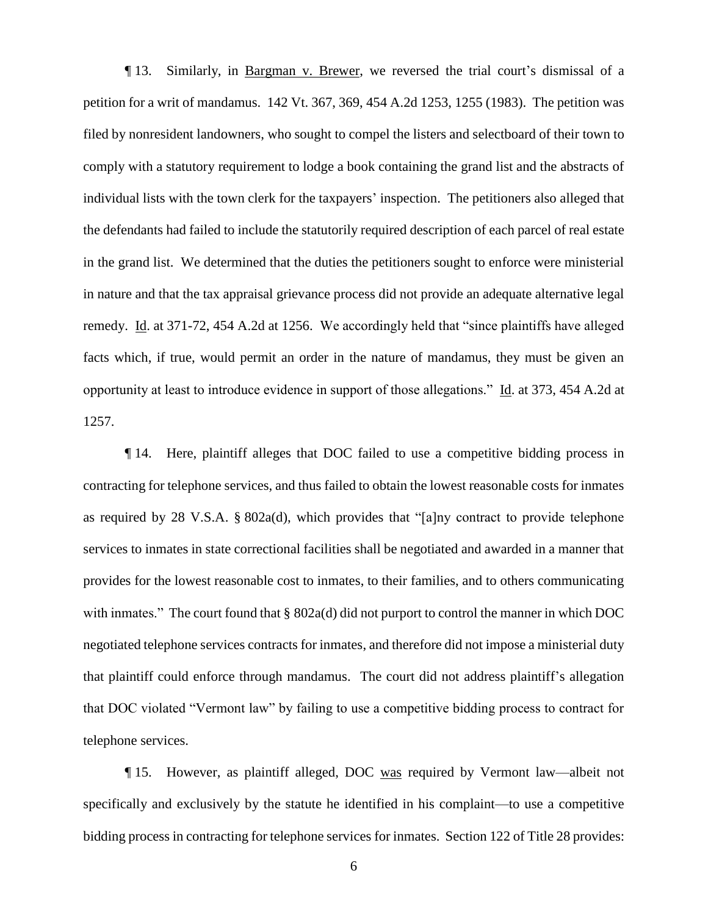¶ 13. Similarly, in Bargman v. Brewer, we reversed the trial court's dismissal of a petition for a writ of mandamus. 142 Vt. 367, 369, 454 A.2d 1253, 1255 (1983). The petition was filed by nonresident landowners, who sought to compel the listers and selectboard of their town to comply with a statutory requirement to lodge a book containing the grand list and the abstracts of individual lists with the town clerk for the taxpayers' inspection. The petitioners also alleged that the defendants had failed to include the statutorily required description of each parcel of real estate in the grand list. We determined that the duties the petitioners sought to enforce were ministerial in nature and that the tax appraisal grievance process did not provide an adequate alternative legal remedy. Id. at 371-72, 454 A.2d at 1256. We accordingly held that "since plaintiffs have alleged facts which, if true, would permit an order in the nature of mandamus, they must be given an opportunity at least to introduce evidence in support of those allegations." Id. at 373, 454 A.2d at 1257.

¶ 14. Here, plaintiff alleges that DOC failed to use a competitive bidding process in contracting for telephone services, and thus failed to obtain the lowest reasonable costs for inmates as required by 28 V.S.A. § 802a(d), which provides that "[a]ny contract to provide telephone services to inmates in state correctional facilities shall be negotiated and awarded in a manner that provides for the lowest reasonable cost to inmates, to their families, and to others communicating with inmates." The court found that § 802a(d) did not purport to control the manner in which DOC negotiated telephone services contracts for inmates, and therefore did not impose a ministerial duty that plaintiff could enforce through mandamus. The court did not address plaintiff's allegation that DOC violated "Vermont law" by failing to use a competitive bidding process to contract for telephone services.

¶ 15. However, as plaintiff alleged, DOC was required by Vermont law—albeit not specifically and exclusively by the statute he identified in his complaint—to use a competitive bidding process in contracting for telephone services for inmates. Section 122 of Title 28 provides: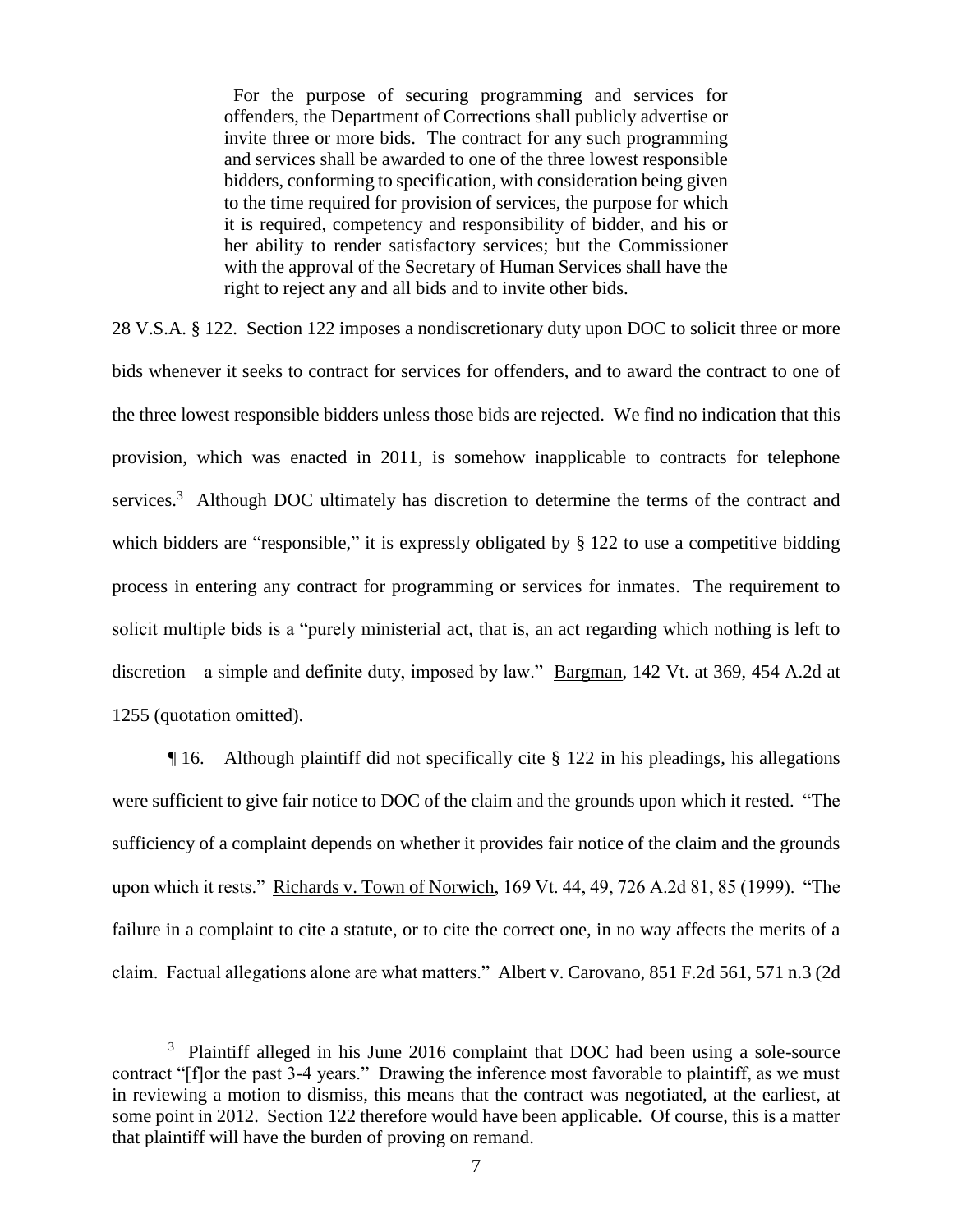> For the purpose of securing programming and services for offenders, the Department of Corrections shall publicly advertise or invite three or more bids. The contract for any such programming and services shall be awarded to one of the three lowest responsible bidders, conforming to specification, with consideration being given to the time required for provision of services, the purpose for which it is required, competency and responsibility of bidder, and his or her ability to render satisfactory services; but the Commissioner with the approval of the Secretary of Human Services shall have the right to reject any and all bids and to invite other bids.

28 V.S.A. § 122. Section 122 imposes a nondiscretionary duty upon DOC to solicit three or more bids whenever it seeks to contract for services for offenders, and to award the contract to one of the three lowest responsible bidders unless those bids are rejected. We find no indication that this provision, which was enacted in 2011, is somehow inapplicable to contracts for telephone services.[3] Although DOC ultimately has discretion to determine the terms of the contract and which bidders are "responsible," it is expressly obligated by § 122 to use a competitive bidding process in entering any contract for programming or services for inmates. The requirement to solicit multiple bids is a "purely ministerial act, that is, an act regarding which nothing is left to discretion—a simple and definite duty, imposed by law." Bargman, 142 Vt. at 369, 454 A.2d at 1255 (quotation omitted).

¶ 16. Although plaintiff did not specifically cite § 122 in his pleadings, his allegations were sufficient to give fair notice to DOC of the claim and the grounds upon which it rested. "The sufficiency of a complaint depends on whether it provides fair notice of the claim and the grounds upon which it rests." Richards v. Town of Norwich, 169 Vt. 44, 49, 726 A.2d 81, 85 (1999). "The failure in a complaint to cite a statute, or to cite the correct one, in no way affects the merits of a claim. Factual allegations alone are what matters." Albert v. Carovano, 851 F.2d 561, 571 n.3 (2d

---

[3] Plaintiff alleged in his June 2016 complaint that DOC had been using a sole-source contract "[f]or the past 3-4 years." Drawing the inference most favorable to plaintiff, as we must in reviewing a motion to dismiss, this means that the contract was negotiated, at the earliest, at some point in 2012. Section 122 therefore would have been applicable. Of course, this is a matter that plaintiff will have the burden of proving on remand.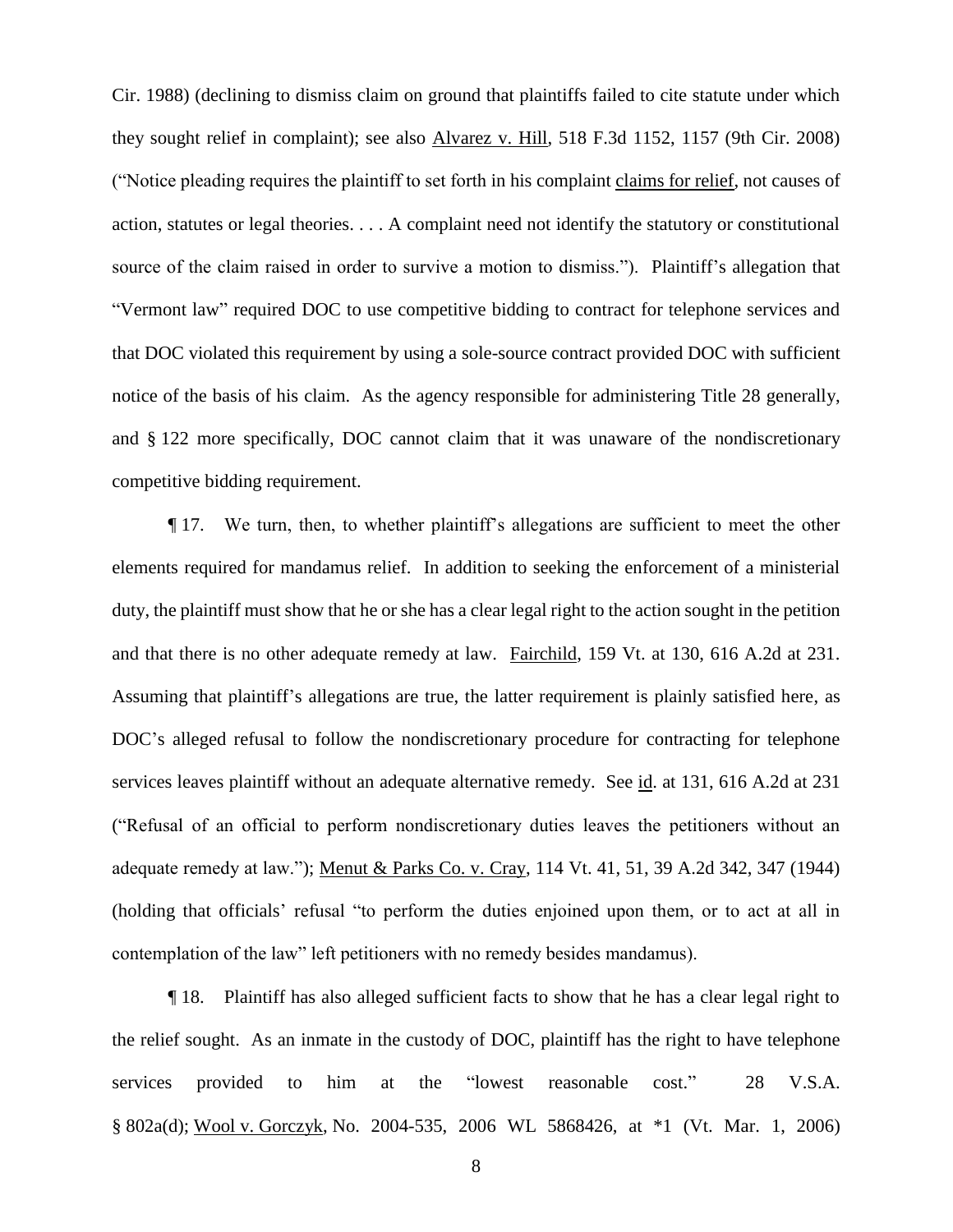Cir. 1988) (declining to dismiss claim on ground that plaintiffs failed to cite statute under which they sought relief in complaint); see also Alvarez v. Hill, 518 F.3d 1152, 1157 (9th Cir. 2008) ("Notice pleading requires the plaintiff to set forth in his complaint claims for relief, not causes of action, statutes or legal theories. . . . A complaint need not identify the statutory or constitutional source of the claim raised in order to survive a motion to dismiss."). Plaintiff's allegation that "Vermont law" required DOC to use competitive bidding to contract for telephone services and that DOC violated this requirement by using a sole-source contract provided DOC with sufficient notice of the basis of his claim. As the agency responsible for administering Title 28 generally, and § 122 more specifically, DOC cannot claim that it was unaware of the nondiscretionary competitive bidding requirement.

¶ 17. We turn, then, to whether plaintiff's allegations are sufficient to meet the other elements required for mandamus relief. In addition to seeking the enforcement of a ministerial duty, the plaintiff must show that he or she has a clear legal right to the action sought in the petition and that there is no other adequate remedy at law. Fairchild, 159 Vt. at 130, 616 A.2d at 231. Assuming that plaintiff's allegations are true, the latter requirement is plainly satisfied here, as DOC's alleged refusal to follow the nondiscretionary procedure for contracting for telephone services leaves plaintiff without an adequate alternative remedy. See id. at 131, 616 A.2d at 231 ("Refusal of an official to perform nondiscretionary duties leaves the petitioners without an adequate remedy at law."); Menut & Parks Co. v. Cray, 114 Vt. 41, 51, 39 A.2d 342, 347 (1944) (holding that officials' refusal "to perform the duties enjoined upon them, or to act at all in contemplation of the law" left petitioners with no remedy besides mandamus).

¶ 18. Plaintiff has also alleged sufficient facts to show that he has a clear legal right to the relief sought. As an inmate in the custody of DOC, plaintiff has the right to have telephone services provided to him at the "lowest reasonable cost." 28 V.S.A. § 802a(d); Wool v. Gorczyk, No. 2004-535, 2006 WL 5868426, at *1 (Vt. Mar. 1, 2006)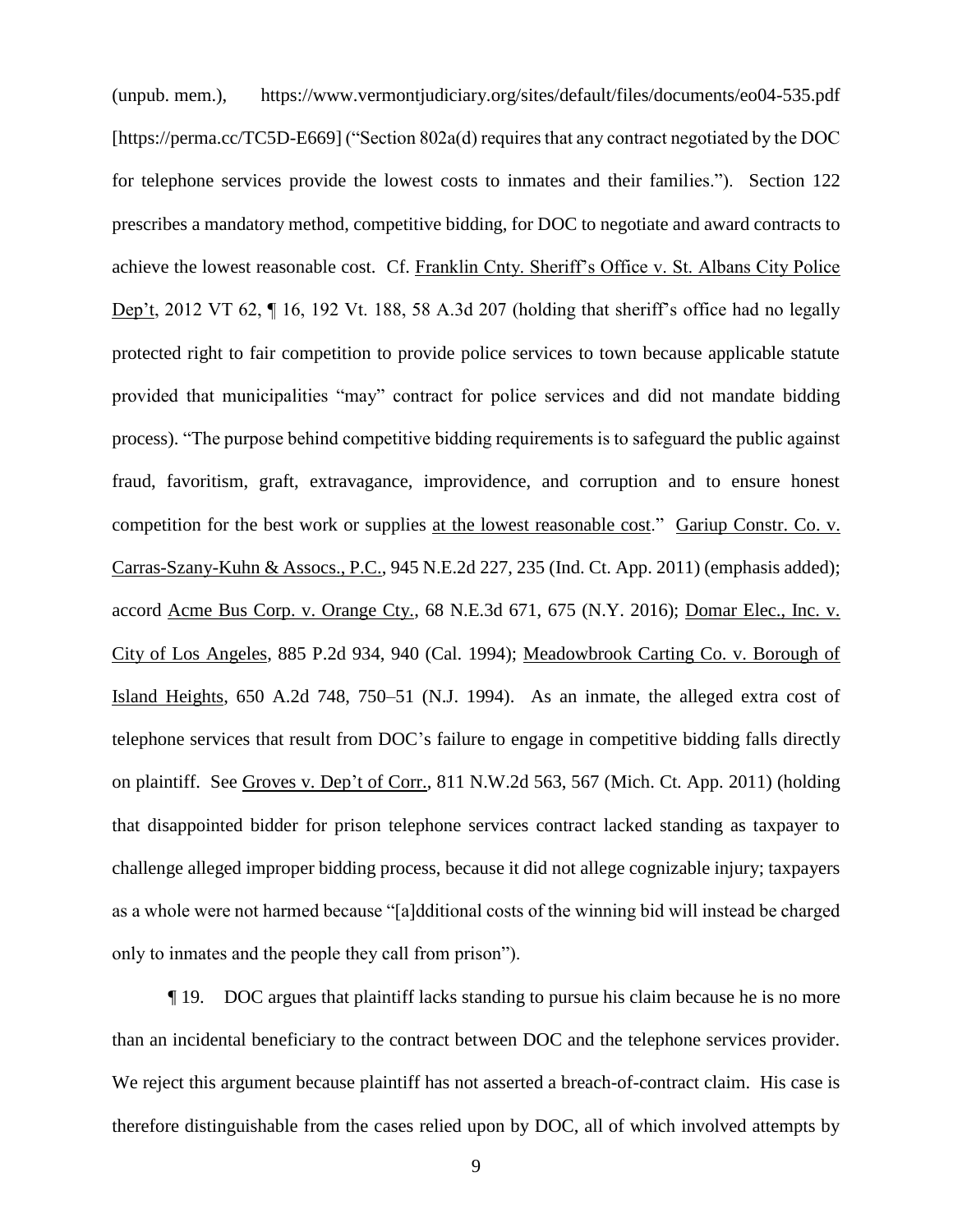(unpub. mem.), https://www.vermontjudiciary.org/sites/default/files/documents/eo04-535.pdf [https://perma.cc/TC5D-E669] ("Section 802a(d) requires that any contract negotiated by the DOC for telephone services provide the lowest costs to inmates and their families."). Section 122 prescribes a mandatory method, competitive bidding, for DOC to negotiate and award contracts to achieve the lowest reasonable cost. Cf. Franklin Cnty. Sheriff's Office v. St. Albans City Police Dep't, 2012 VT 62, ¶ 16, 192 Vt. 188, 58 A.3d 207 (holding that sheriff's office had no legally protected right to fair competition to provide police services to town because applicable statute provided that municipalities "may" contract for police services and did not mandate bidding process). "The purpose behind competitive bidding requirements is to safeguard the public against fraud, favoritism, graft, extravagance, improvidence, and corruption and to ensure honest competition for the best work or supplies at the lowest reasonable cost." Gariup Constr. Co. v. Carras-Szany-Kuhn & Assocs., P.C., 945 N.E.2d 227, 235 (Ind. Ct. App. 2011) (emphasis added); accord Acme Bus Corp. v. Orange Cty., 68 N.E.3d 671, 675 (N.Y. 2016); Domar Elec., Inc. v. City of Los Angeles, 885 P.2d 934, 940 (Cal. 1994); Meadowbrook Carting Co. v. Borough of Island Heights, 650 A.2d 748, 750–51 (N.J. 1994). As an inmate, the alleged extra cost of telephone services that result from DOC's failure to engage in competitive bidding falls directly on plaintiff. See Groves v. Dep't of Corr., 811 N.W.2d 563, 567 (Mich. Ct. App. 2011) (holding that disappointed bidder for prison telephone services contract lacked standing as taxpayer to challenge alleged improper bidding process, because it did not allege cognizable injury; taxpayers as a whole were not harmed because "[a]dditional costs of the winning bid will instead be charged only to inmates and the people they call from prison").

¶ 19. DOC argues that plaintiff lacks standing to pursue his claim because he is no more than an incidental beneficiary to the contract between DOC and the telephone services provider. We reject this argument because plaintiff has not asserted a breach-of-contract claim. His case is therefore distinguishable from the cases relied upon by DOC, all of which involved attempts by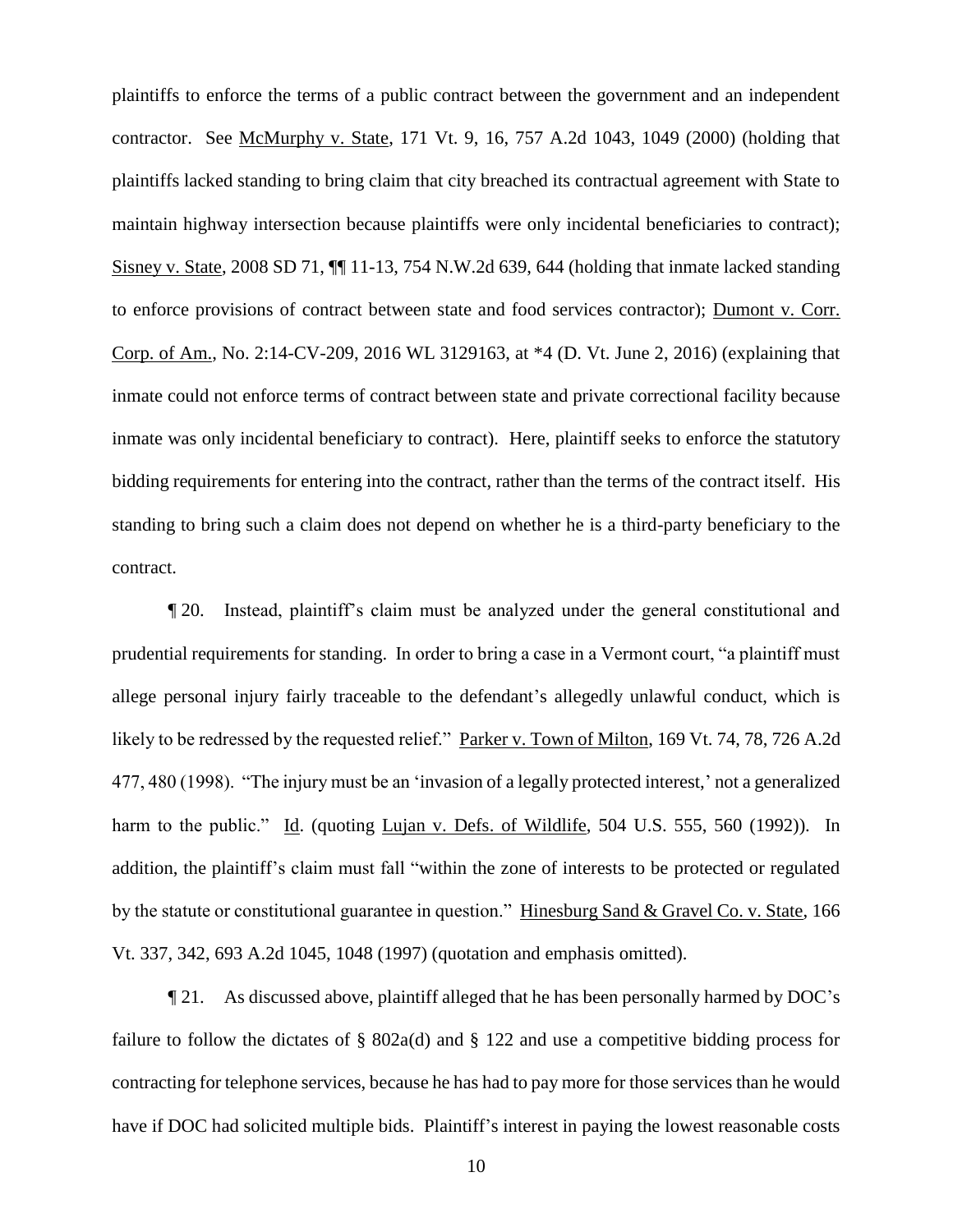plaintiffs to enforce the terms of a public contract between the government and an independent contractor. See McMurphy v. State, 171 Vt. 9, 16, 757 A.2d 1043, 1049 (2000) (holding that plaintiffs lacked standing to bring claim that city breached its contractual agreement with State to maintain highway intersection because plaintiffs were only incidental beneficiaries to contract); Sisney v. State, 2008 SD 71, ¶¶ 11-13, 754 N.W.2d 639, 644 (holding that inmate lacked standing to enforce provisions of contract between state and food services contractor); Dumont v. Corr. Corp. of Am., No. 2:14-CV-209, 2016 WL 3129163, at *4 (D. Vt. June 2, 2016) (explaining that inmate could not enforce terms of contract between state and private correctional facility because inmate was only incidental beneficiary to contract). Here, plaintiff seeks to enforce the statutory bidding requirements for entering into the contract, rather than the terms of the contract itself. His standing to bring such a claim does not depend on whether he is a third-party beneficiary to the contract.

¶ 20. Instead, plaintiff's claim must be analyzed under the general constitutional and prudential requirements for standing. In order to bring a case in a Vermont court, "a plaintiff must allege personal injury fairly traceable to the defendant's allegedly unlawful conduct, which is likely to be redressed by the requested relief." Parker v. Town of Milton, 169 Vt. 74, 78, 726 A.2d 477, 480 (1998). "The injury must be an 'invasion of a legally protected interest,' not a generalized harm to the public." Id. (quoting Lujan v. Defs. of Wildlife, 504 U.S. 555, 560 (1992)). In addition, the plaintiff's claim must fall "within the zone of interests to be protected or regulated by the statute or constitutional guarantee in question." Hinesburg Sand & Gravel Co. v. State, 166 Vt. 337, 342, 693 A.2d 1045, 1048 (1997) (quotation and emphasis omitted).

¶ 21. As discussed above, plaintiff alleged that he has been personally harmed by DOC's failure to follow the dictates of § 802a(d) and § 122 and use a competitive bidding process for contracting for telephone services, because he has had to pay more for those services than he would have if DOC had solicited multiple bids. Plaintiff's interest in paying the lowest reasonable costs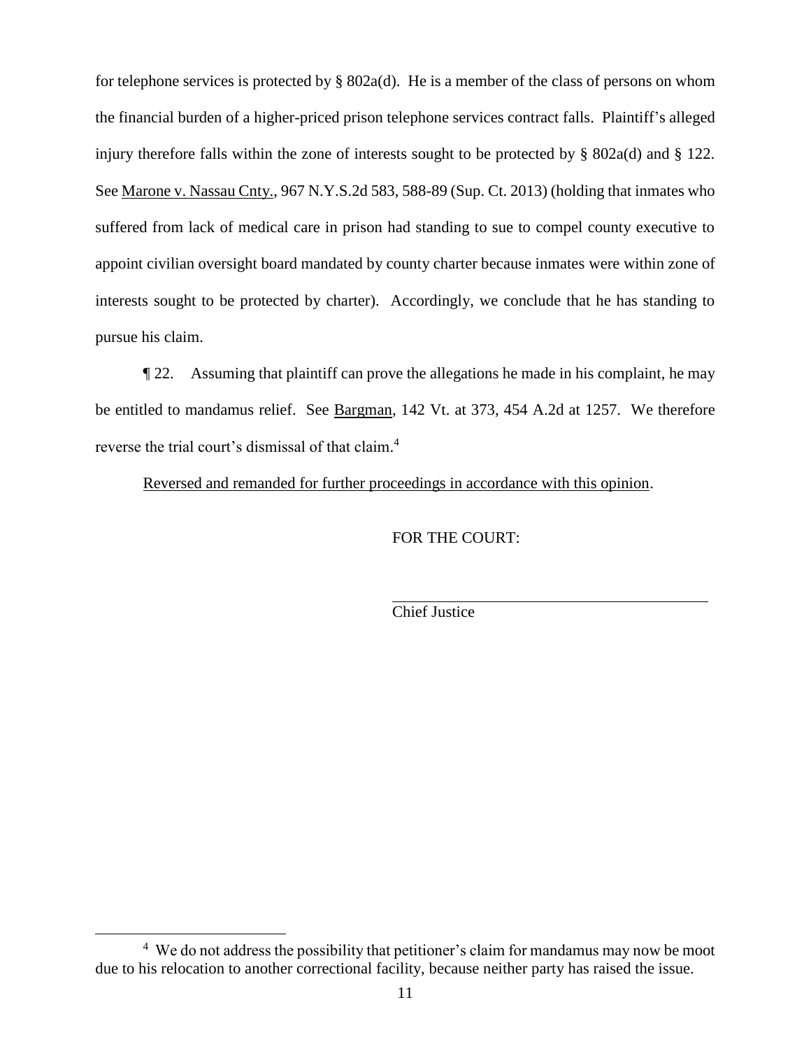for telephone services is protected by § 802a(d). He is a member of the class of persons on whom the financial burden of a higher-priced prison telephone services contract falls. Plaintiff's alleged injury therefore falls within the zone of interests sought to be protected by § 802a(d) and § 122. See Marone v. Nassau Cnty., 967 N.Y.S.2d 583, 588-89 (Sup. Ct. 2013) (holding that inmates who suffered from lack of medical care in prison had standing to sue to compel county executive to appoint civilian oversight board mandated by county charter because inmates were within zone of interests sought to be protected by charter). Accordingly, we conclude that he has standing to pursue his claim.

¶ 22. Assuming that plaintiff can prove the allegations he made in his complaint, he may be entitled to mandamus relief. See Bargman, 142 Vt. at 373, 454 A.2d at 1257. We therefore reverse the trial court's dismissal of that claim.[4]

Reversed and remanded for further proceedings in accordance with this opinion.

FOR THE COURT:

\_\_\_\_\_\_\_\_\_\_\_\_\_\_\_\_\_\_\_\_\_\_\_\_\_\_\_\_\_\_\_\_\_\_\_\_\_\_\_

Chief Justice

---

[4] We do not address the possibility that petitioner's claim for mandamus may now be moot due to his relocation to another correctional facility, because neither party has raised the issue.